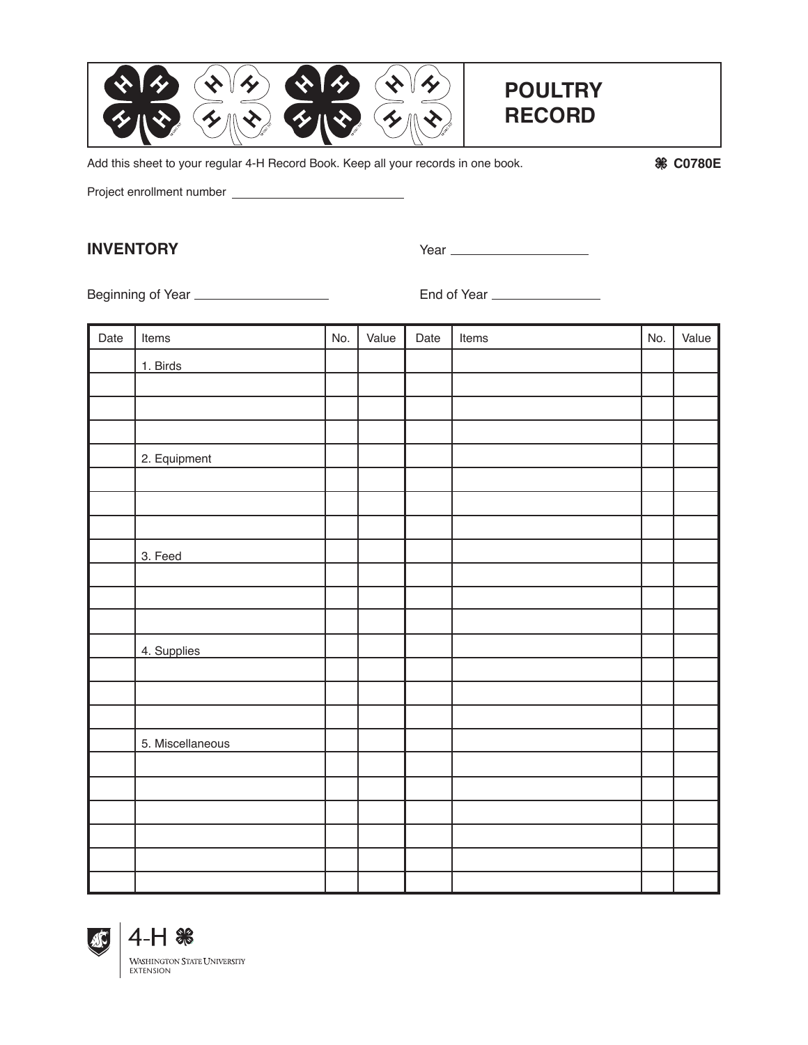# POULTRY RECORD

Add this sheet to your regular 4-H Record Book. Keep all your records in one book.

C0780E

Project enrollment number ______________________

## INVENTORY

Year ________________

Beginning of Year ________________

End of Year ______________

| Date | Items | No. | Value | Date | Items | No. | Value |
|---|---|---|---|---|---|---|---|
| | 1. Birds | | | | | | |
| | | | | | | | |
| | | | | | | | |
| | | | | | | | |
| | 2. Equipment | | | | | | |
| | | | | | | | |
| | | | | | | | |
| | | | | | | | |
| | 3. Feed | | | | | | |
| | | | | | | | |
| | | | | | | | |
| | | | | | | | |
| | 4. Supplies | | | | | | |
| | | | | | | | |
| | | | | | | | |
| | | | | | | | |
| | 5. Miscellaneous | | | | | | |
| | | | | | | | |
| | | | | | | | |
| | | | | | | | |
| | | | | | | | |
| | | | | | | | |
| | | | | | | | |

4-H
Washington State University Extension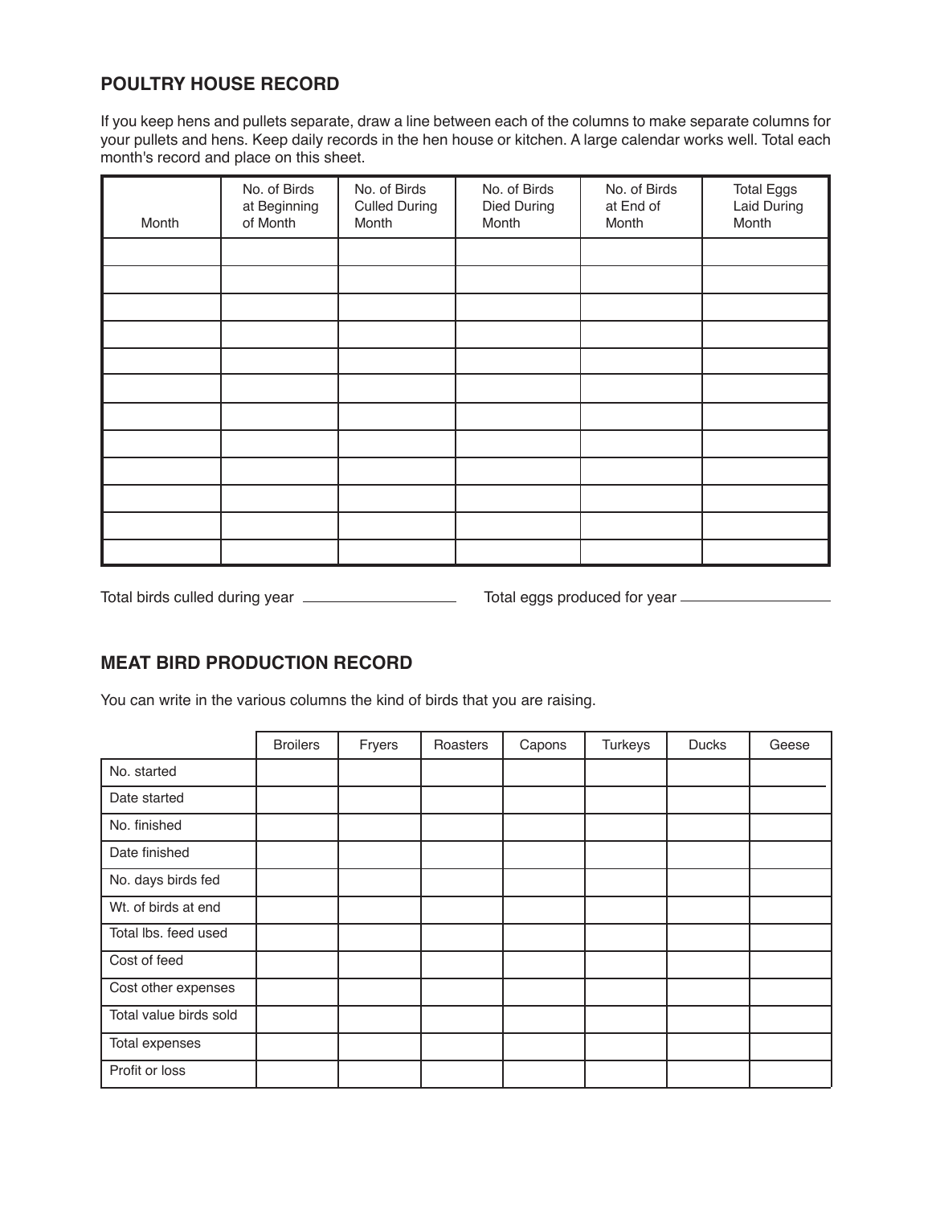## POULTRY HOUSE RECORD

If you keep hens and pullets separate, draw a line between each of the columns to make separate columns for your pullets and hens. Keep daily records in the hen house or kitchen. A large calendar works well. Total each month's record and place on this sheet.

| Month | No. of Birds at Beginning of Month | No. of Birds Culled During Month | No. of Birds Died During Month | No. of Birds at End of Month | Total Eggs Laid During Month |
|---|---|---|---|---|---|
| | | | | | |
| | | | | | |
| | | | | | |
| | | | | | |
| | | | | | |
| | | | | | |
| | | | | | |
| | | | | | |
| | | | | | |
| | | | | | |
| | | | | | |
| | | | | | |

Total birds culled during year ____________________ Total eggs produced for year ____________________

## MEAT BIRD PRODUCTION RECORD

You can write in the various columns the kind of birds that you are raising.

| | Broilers | Fryers | Roasters | Capons | Turkeys | Ducks | Geese |
|---|---|---|---|---|---|---|---|
| No. started | | | | | | | |
| Date started | | | | | | | |
| No. finished | | | | | | | |
| Date finished | | | | | | | |
| No. days birds fed | | | | | | | |
| Wt. of birds at end | | | | | | | |
| Total lbs. feed used | | | | | | | |
| Cost of feed | | | | | | | |
| Cost other expenses | | | | | | | |
| Total value birds sold | | | | | | | |
| Total expenses | | | | | | | |
| Profit or loss | | | | | | | |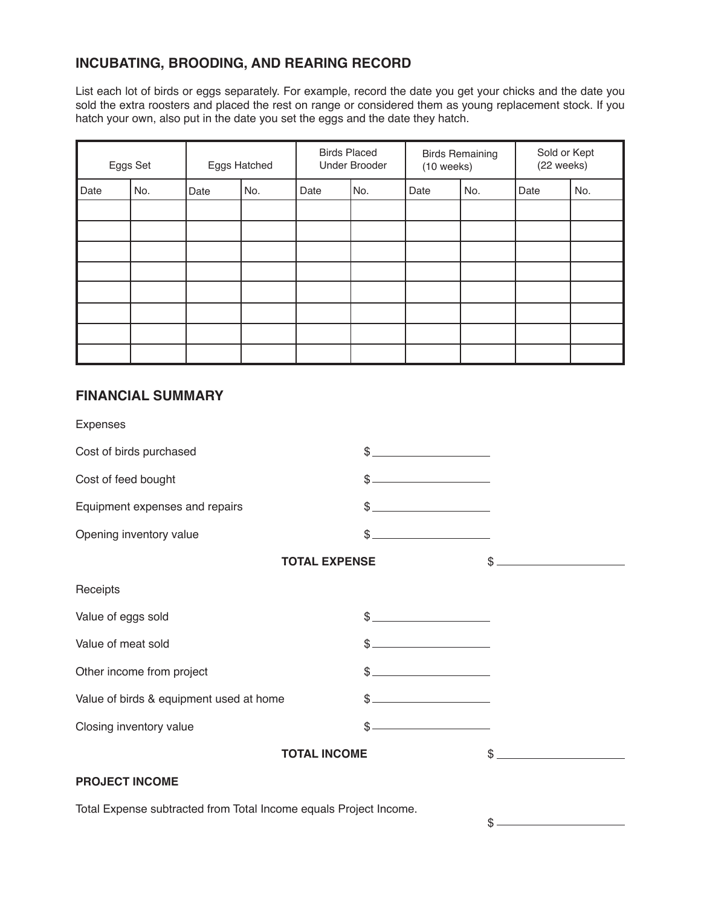## INCUBATING, BROODING, AND REARING RECORD

List each lot of birds or eggs separately. For example, record the date you get your chicks and the date you sold the extra roosters and placed the rest on range or considered them as young replacement stock. If you hatch your own, also put in the date you set the eggs and the date they hatch.

| Eggs Set | | Eggs Hatched | | Birds Placed Under Brooder | | Birds Remaining (10 weeks) | | Sold or Kept (22 weeks) | |
|---|---|---|---|---|---|---|---|---|---|
| Date | No. | Date | No. | Date | No. | Date | No. | Date | No. |
| | | | | | | | | | |
| | | | | | | | | | |
| | | | | | | | | | |
| | | | | | | | | | |
| | | | | | | | | | |
| | | | | | | | | | |
| | | | | | | | | | |
| | | | | | | | | | |

## FINANCIAL SUMMARY

Expenses

Cost of birds purchased $ \_\_\_\_\_\_\_\_\_\_\_\_\_\_\_\_

Cost of feed bought $ \_\_\_\_\_\_\_\_\_\_\_\_\_\_\_\_

Equipment expenses and repairs $ \_\_\_\_\_\_\_\_\_\_\_\_\_\_\_\_

Opening inventory value $ \_\_\_\_\_\_\_\_\_\_\_\_\_\_\_\_

**TOTAL EXPENSE** $ \_\_\_\_\_\_\_\_\_\_\_\_\_\_\_\_

Receipts

Value of eggs sold $ \_\_\_\_\_\_\_\_\_\_\_\_\_\_\_\_

Value of meat sold $ \_\_\_\_\_\_\_\_\_\_\_\_\_\_\_\_

Other income from project $ \_\_\_\_\_\_\_\_\_\_\_\_\_\_\_\_

Value of birds & equipment used at home $ \_\_\_\_\_\_\_\_\_\_\_\_\_\_\_\_

Closing inventory value $ \_\_\_\_\_\_\_\_\_\_\_\_\_\_\_\_

**TOTAL INCOME** $ \_\_\_\_\_\_\_\_\_\_\_\_\_\_\_\_

**PROJECT INCOME**

Total Expense subtracted from Total Income equals Project Income.

$ \_\_\_\_\_\_\_\_\_\_\_\_\_\_\_\_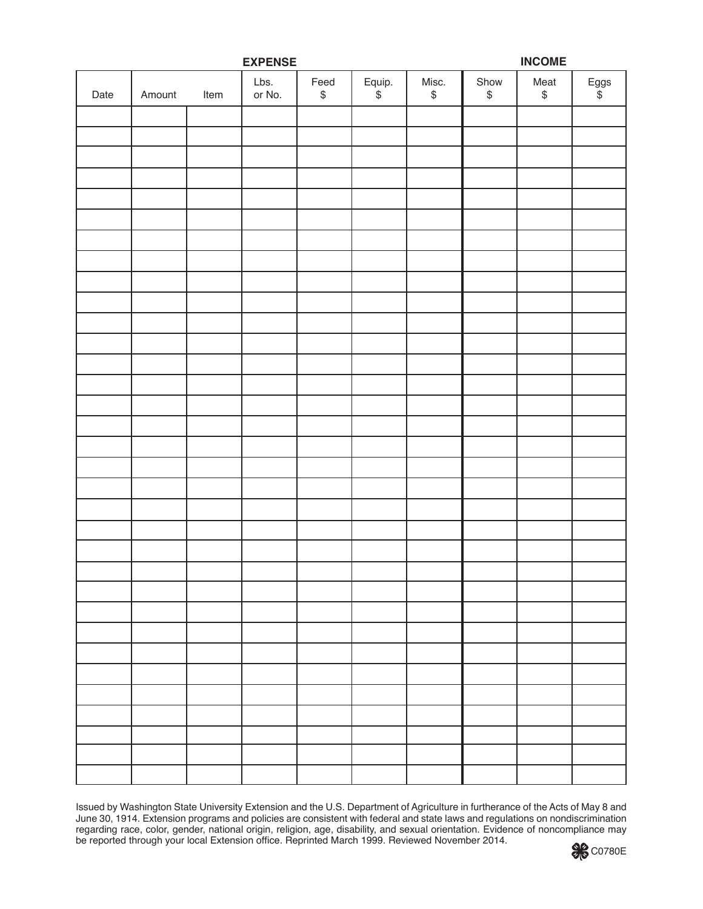| EXPENSE | | | | | | | INCOME | | |
|---|---|---|---|---|---|---|---|---|---|
| Date | Amount | Item | Lbs. or No. | Feed $ | Equip. $ | Misc. $ | Show $ | Meat $ | Eggs $ |
| | | | | | | | | | |
| | | | | | | | | | |
| | | | | | | | | | |
| | | | | | | | | | |
| | | | | | | | | | |
| | | | | | | | | | |
| | | | | | | | | | |
| | | | | | | | | | |
| | | | | | | | | | |
| | | | | | | | | | |
| | | | | | | | | | |
| | | | | | | | | | |
| | | | | | | | | | |
| | | | | | | | | | |
| | | | | | | | | | |
| | | | | | | | | | |
| | | | | | | | | | |
| | | | | | | | | | |
| | | | | | | | | | |
| | | | | | | | | | |
| | | | | | | | | | |
| | | | | | | | | | |
| | | | | | | | | | |
| | | | | | | | | | |
| | | | | | | | | | |
| | | | | | | | | | |
| | | | | | | | | | |
| | | | | | | | | | |
| | | | | | | | | | |
| | | | | | | | | | |
| | | | | | | | | | |
| | | | | | | | | | |
| | | | | | | | | | |

Issued by Washington State University Extension and the U.S. Department of Agriculture in furtherance of the Acts of May 8 and June 30, 1914. Extension programs and policies are consistent with federal and state laws and regulations on nondiscrimination regarding race, color, gender, national origin, religion, age, disability, and sexual orientation. Evidence of noncompliance may be reported through your local Extension office. Reprinted March 1999. Reviewed November 2014.

C0780E